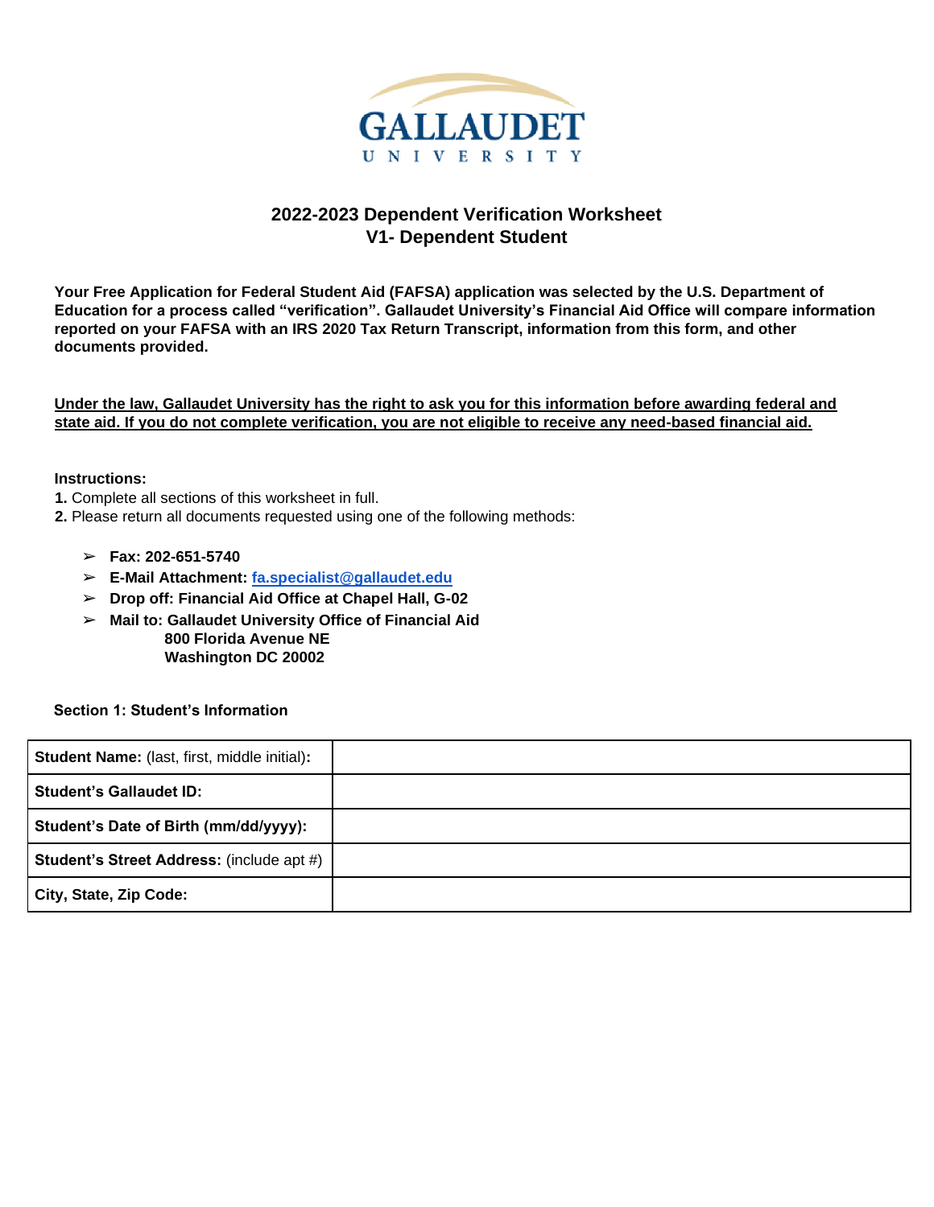# GALLAUDET UNIVERSITY

## 2022-2023 Dependent Verification Worksheet
## V1- Dependent Student

**Your Free Application for Federal Student Aid (FAFSA) application was selected by the U.S. Department of Education for a process called "verification". Gallaudet University's Financial Aid Office will compare information reported on your FAFSA with an IRS 2020 Tax Return Transcript, information from this form, and other documents provided.**

**Under the law, Gallaudet University has the right to ask you for this information before awarding federal and state aid. If you do not complete verification, you are not eligible to receive any need-based financial aid.**

**Instructions:**

**1.** Complete all sections of this worksheet in full.

**2.** Please return all documents requested using one of the following methods:

- **Fax: 202-651-5740**
- **E-Mail Attachment: fa.specialist@gallaudet.edu**
- **Drop off: Financial Aid Office at Chapel Hall, G-02**
- **Mail to: Gallaudet University Office of Financial Aid**
  **800 Florida Avenue NE**
  **Washington DC 20002**

**Section 1: Student's Information**

| | |
|---|---|
| **Student Name:** (last, first, middle initial)**:** | |
| **Student's Gallaudet ID:** | |
| **Student's Date of Birth (mm/dd/yyyy):** | |
| **Student's Street Address:** (include apt #) | |
| **City, State, Zip Code:** | |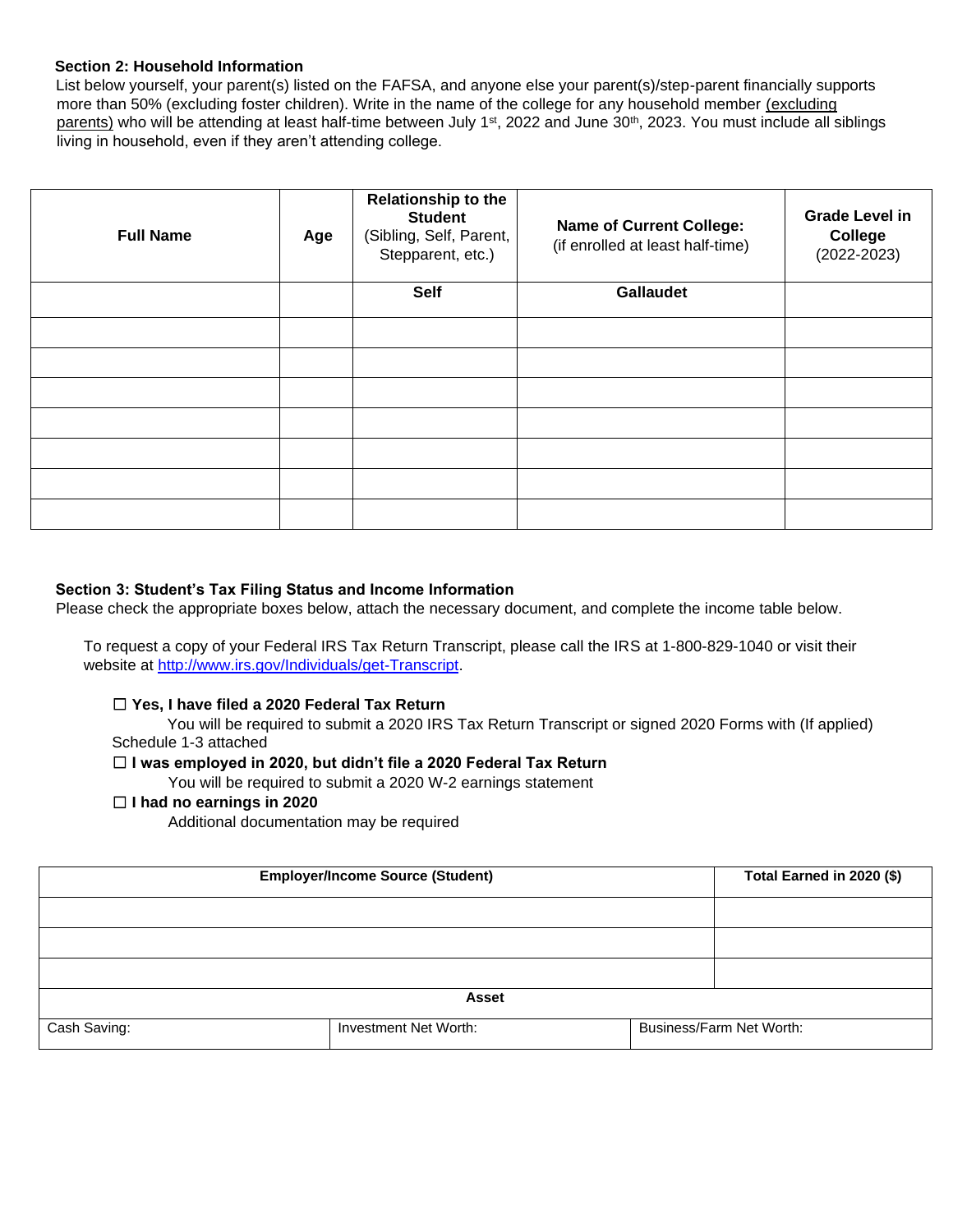### Section 2: Household Information

List below yourself, your parent(s) listed on the FAFSA, and anyone else your parent(s)/step-parent financially supports more than 50% (excluding foster children). Write in the name of the college for any household member (excluding parents) who will be attending at least half-time between July 1st, 2022 and June 30th, 2023. You must include all siblings living in household, even if they aren't attending college.

| Full Name | Age | Relationship to the Student (Sibling, Self, Parent, Stepparent, etc.) | Name of Current College: (if enrolled at least half-time) | Grade Level in College (2022-2023) |
|---|---|---|---|---|
| | | **Self** | **Gallaudet** | |
| | | | | |
| | | | | |
| | | | | |
| | | | | |
| | | | | |
| | | | | |
| | | | | |

### Section 3: Student's Tax Filing Status and Income Information

Please check the appropriate boxes below, attach the necessary document, and complete the income table below.

To request a copy of your Federal IRS Tax Return Transcript, please call the IRS at 1-800-829-1040 or visit their website at http://www.irs.gov/Individuals/get-Transcript.

☐ **Yes, I have filed a 2020 Federal Tax Return**
You will be required to submit a 2020 IRS Tax Return Transcript or signed 2020 Forms with (If applied) Schedule 1-3 attached

☐ **I was employed in 2020, but didn't file a 2020 Federal Tax Return**
You will be required to submit a 2020 W-2 earnings statement

☐ **I had no earnings in 2020**
Additional documentation may be required

| Employer/Income Source (Student) | | Total Earned in 2020 ($) |
|---|---|---|
| | | |
| | | |
| | | |
| **Asset** | | |
| Cash Saving: | Investment Net Worth: | Business/Farm Net Worth: |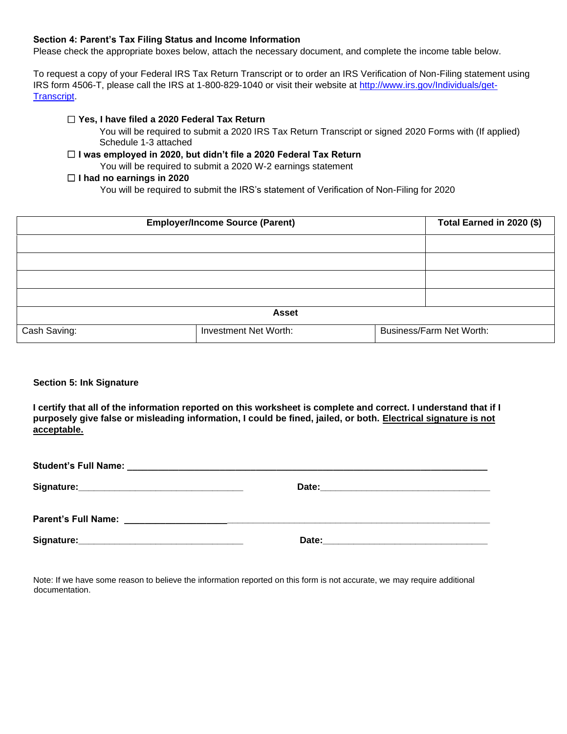**Section 4: Parent's Tax Filing Status and Income Information**

Please check the appropriate boxes below, attach the necessary document, and complete the income table below.

To request a copy of your Federal IRS Tax Return Transcript or to order an IRS Verification of Non-Filing statement using IRS form 4506-T, please call the IRS at 1-800-829-1040 or visit their website at [http://www.irs.gov/Individuals/get-Transcript](http://www.irs.gov/Individuals/get-Transcript).

- ☐ **Yes, I have filed a 2020 Federal Tax Return**
  You will be required to submit a 2020 IRS Tax Return Transcript or signed 2020 Forms with (If applied) Schedule 1-3 attached
- ☐ **I was employed in 2020, but didn't file a 2020 Federal Tax Return**
  You will be required to submit a 2020 W-2 earnings statement
- ☐ **I had no earnings in 2020**
  You will be required to submit the IRS's statement of Verification of Non-Filing for 2020

| Employer/Income Source (Parent) | | Total Earned in 2020 ($) |
|---|---|---|
| | | |
| | | |
| | | |
| | | |
| **Asset** | | |
| Cash Saving: | Investment Net Worth: | Business/Farm Net Worth: |

**Section 5: Ink Signature**

**I certify that all of the information reported on this worksheet is complete and correct. I understand that if I purposely give false or misleading information, I could be fined, jailed, or both. <u>Electrical signature is not acceptable.</u>**

**Student's Full Name:** ______________________________________________

**Signature:**______________________________ **Date:**______________________________

**Parent's Full Name:** ______________________________________________

**Signature:**______________________________ **Date:**______________________________

Note: If we have some reason to believe the information reported on this form is not accurate, we may require additional documentation.